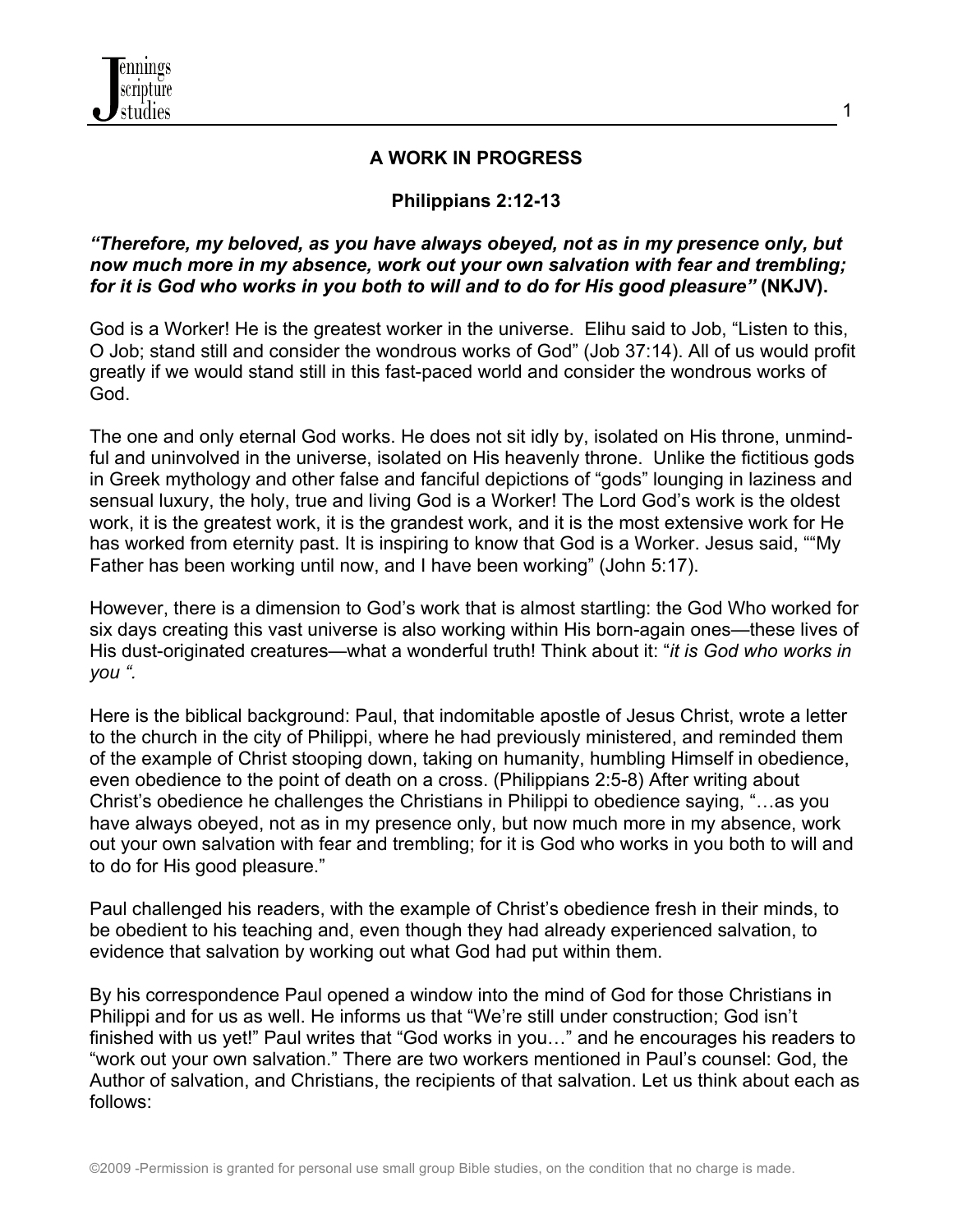# A WORK IN PROGRESS

## Philippians 2:12-13

***"Therefore, my beloved, as you have always obeyed, not as in my presence only, but now much more in my absence, work out your own salvation with fear and trembling; for it is God who works in you both to will and to do for His good pleasure"* (NKJV).**

God is a Worker! He is the greatest worker in the universe. Elihu said to Job, "Listen to this, O Job; stand still and consider the wondrous works of God" (Job 37:14). All of us would profit greatly if we would stand still in this fast-paced world and consider the wondrous works of God.

The one and only eternal God works. He does not sit idly by, isolated on His throne, unmindful and uninvolved in the universe, isolated on His heavenly throne. Unlike the fictitious gods in Greek mythology and other false and fanciful depictions of "gods" lounging in laziness and sensual luxury, the holy, true and living God is a Worker! The Lord God's work is the oldest work, it is the greatest work, it is the grandest work, and it is the most extensive work for He has worked from eternity past. It is inspiring to know that God is a Worker. Jesus said, ""My Father has been working until now, and I have been working" (John 5:17).

However, there is a dimension to God's work that is almost startling: the God Who worked for six days creating this vast universe is also working within His born-again ones—these lives of His dust-originated creatures—what a wonderful truth! Think about it: "*it is God who works in you ".*

Here is the biblical background: Paul, that indomitable apostle of Jesus Christ, wrote a letter to the church in the city of Philippi, where he had previously ministered, and reminded them of the example of Christ stooping down, taking on humanity, humbling Himself in obedience, even obedience to the point of death on a cross. (Philippians 2:5-8) After writing about Christ's obedience he challenges the Christians in Philippi to obedience saying, "…as you have always obeyed, not as in my presence only, but now much more in my absence, work out your own salvation with fear and trembling; for it is God who works in you both to will and to do for His good pleasure."

Paul challenged his readers, with the example of Christ's obedience fresh in their minds, to be obedient to his teaching and, even though they had already experienced salvation, to evidence that salvation by working out what God had put within them.

By his correspondence Paul opened a window into the mind of God for those Christians in Philippi and for us as well. He informs us that "We're still under construction; God isn't finished with us yet!" Paul writes that "God works in you…" and he encourages his readers to "work out your own salvation." There are two workers mentioned in Paul's counsel: God, the Author of salvation, and Christians, the recipients of that salvation. Let us think about each as follows: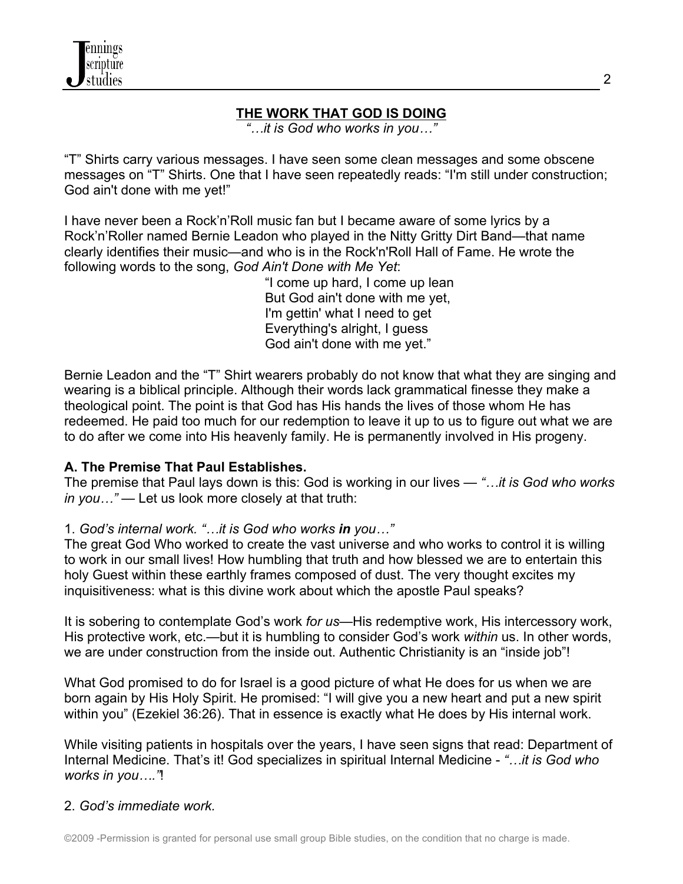## THE WORK THAT GOD IS DOING

*"…it is God who works in you…"*

"T" Shirts carry various messages. I have seen some clean messages and some obscene messages on "T" Shirts. One that I have seen repeatedly reads: "I'm still under construction; God ain't done with me yet!"

I have never been a Rock'n'Roll music fan but I became aware of some lyrics by a Rock'n'Roller named Bernie Leadon who played in the Nitty Gritty Dirt Band—that name clearly identifies their music—and who is in the Rock'n'Roll Hall of Fame. He wrote the following words to the song, *God Ain't Done with Me Yet*:

> "I come up hard, I come up lean
> But God ain't done with me yet,
> I'm gettin' what I need to get
> Everything's alright, I guess
> God ain't done with me yet."

Bernie Leadon and the "T" Shirt wearers probably do not know that what they are singing and wearing is a biblical principle. Although their words lack grammatical finesse they make a theological point. The point is that God has His hands the lives of those whom He has redeemed. He paid too much for our redemption to leave it up to us to figure out what we are to do after we come into His heavenly family. He is permanently involved in His progeny.

**A. The Premise That Paul Establishes.**

The premise that Paul lays down is this: God is working in our lives — *"…it is God who works in you…"* — Let us look more closely at that truth:

1. *God's internal work. "…it is God who works **in** you…"*

The great God Who worked to create the vast universe and who works to control it is willing to work in our small lives! How humbling that truth and how blessed we are to entertain this holy Guest within these earthly frames composed of dust. The very thought excites my inquisitiveness: what is this divine work about which the apostle Paul speaks?

It is sobering to contemplate God's work *for us*—His redemptive work, His intercessory work, His protective work, etc.—but it is humbling to consider God's work *within* us. In other words, we are under construction from the inside out. Authentic Christianity is an "inside job"!

What God promised to do for Israel is a good picture of what He does for us when we are born again by His Holy Spirit. He promised: "I will give you a new heart and put a new spirit within you" (Ezekiel 36:26). That in essence is exactly what He does by His internal work.

While visiting patients in hospitals over the years, I have seen signs that read: Department of Internal Medicine. That's it! God specializes in spiritual Internal Medicine - *"…it is God who works in you…."*!

2. *God's immediate work.*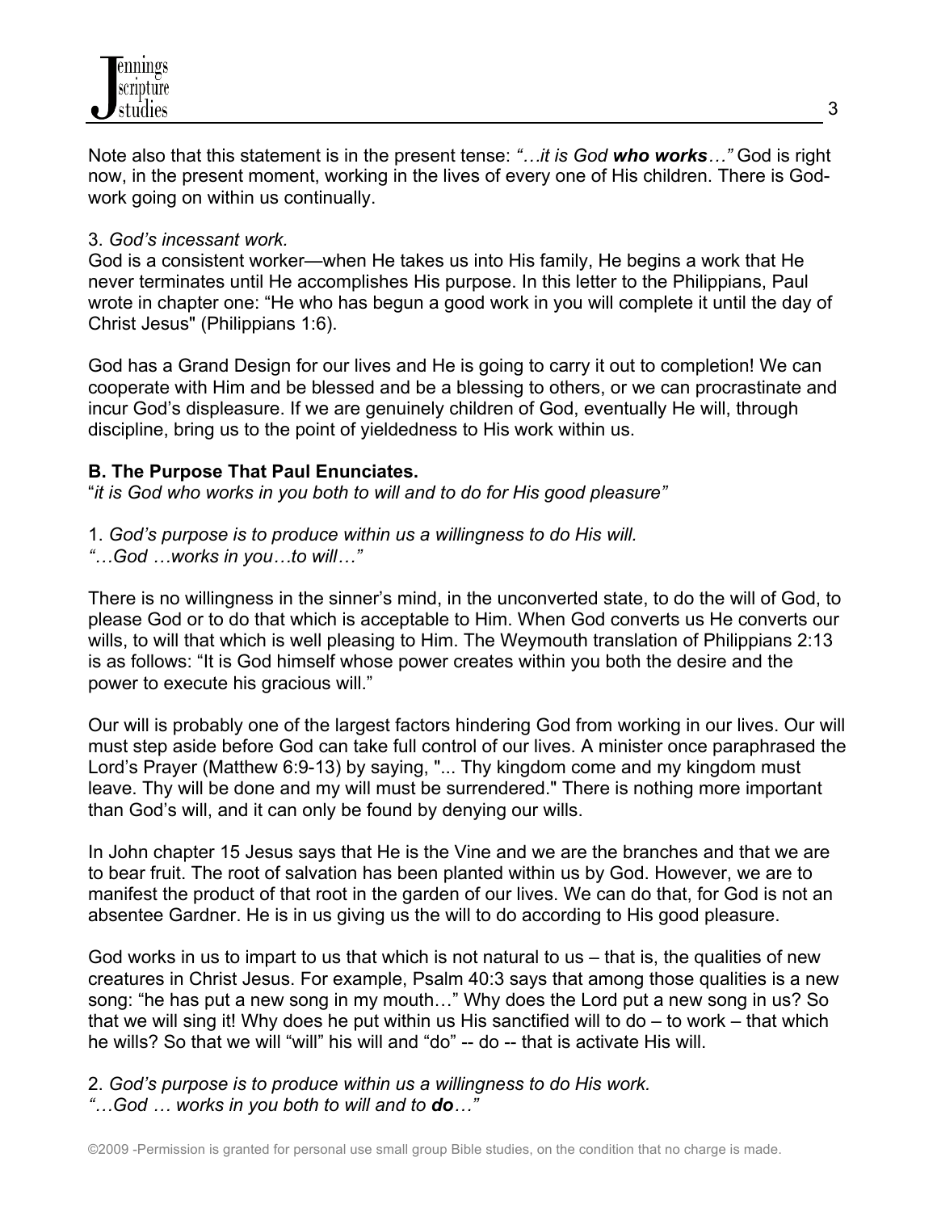Note also that this statement is in the present tense: *"…it is God **who works**…"* God is right now, in the present moment, working in the lives of every one of His children. There is God-work going on within us continually.

3. *God's incessant work.*
God is a consistent worker—when He takes us into His family, He begins a work that He never terminates until He accomplishes His purpose. In this letter to the Philippians, Paul wrote in chapter one: "He who has begun a good work in you will complete it until the day of Christ Jesus" (Philippians 1:6).

God has a Grand Design for our lives and He is going to carry it out to completion! We can cooperate with Him and be blessed and be a blessing to others, or we can procrastinate and incur God's displeasure. If we are genuinely children of God, eventually He will, through discipline, bring us to the point of yieldedness to His work within us.

**B. The Purpose That Paul Enunciates.**
"*it is God who works in you both to will and to do for His good pleasure"*

1. *God's purpose is to produce within us a willingness to do His will.*
*"…God …works in you…to will…"*

There is no willingness in the sinner's mind, in the unconverted state, to do the will of God, to please God or to do that which is acceptable to Him. When God converts us He converts our wills, to will that which is well pleasing to Him. The Weymouth translation of Philippians 2:13 is as follows: "It is God himself whose power creates within you both the desire and the power to execute his gracious will."

Our will is probably one of the largest factors hindering God from working in our lives. Our will must step aside before God can take full control of our lives. A minister once paraphrased the Lord's Prayer (Matthew 6:9-13) by saying, "... Thy kingdom come and my kingdom must leave. Thy will be done and my will must be surrendered." There is nothing more important than God's will, and it can only be found by denying our wills.

In John chapter 15 Jesus says that He is the Vine and we are the branches and that we are to bear fruit. The root of salvation has been planted within us by God. However, we are to manifest the product of that root in the garden of our lives. We can do that, for God is not an absentee Gardner. He is in us giving us the will to do according to His good pleasure.

God works in us to impart to us that which is not natural to us – that is, the qualities of new creatures in Christ Jesus. For example, Psalm 40:3 says that among those qualities is a new song: "he has put a new song in my mouth…" Why does the Lord put a new song in us? So that we will sing it! Why does he put within us His sanctified will to do – to work – that which he wills? So that we will "will" his will and "do" -- do -- that is activate His will.

2. *God's purpose is to produce within us a willingness to do His work.*
*"…God … works in you both to will and to **do**…"*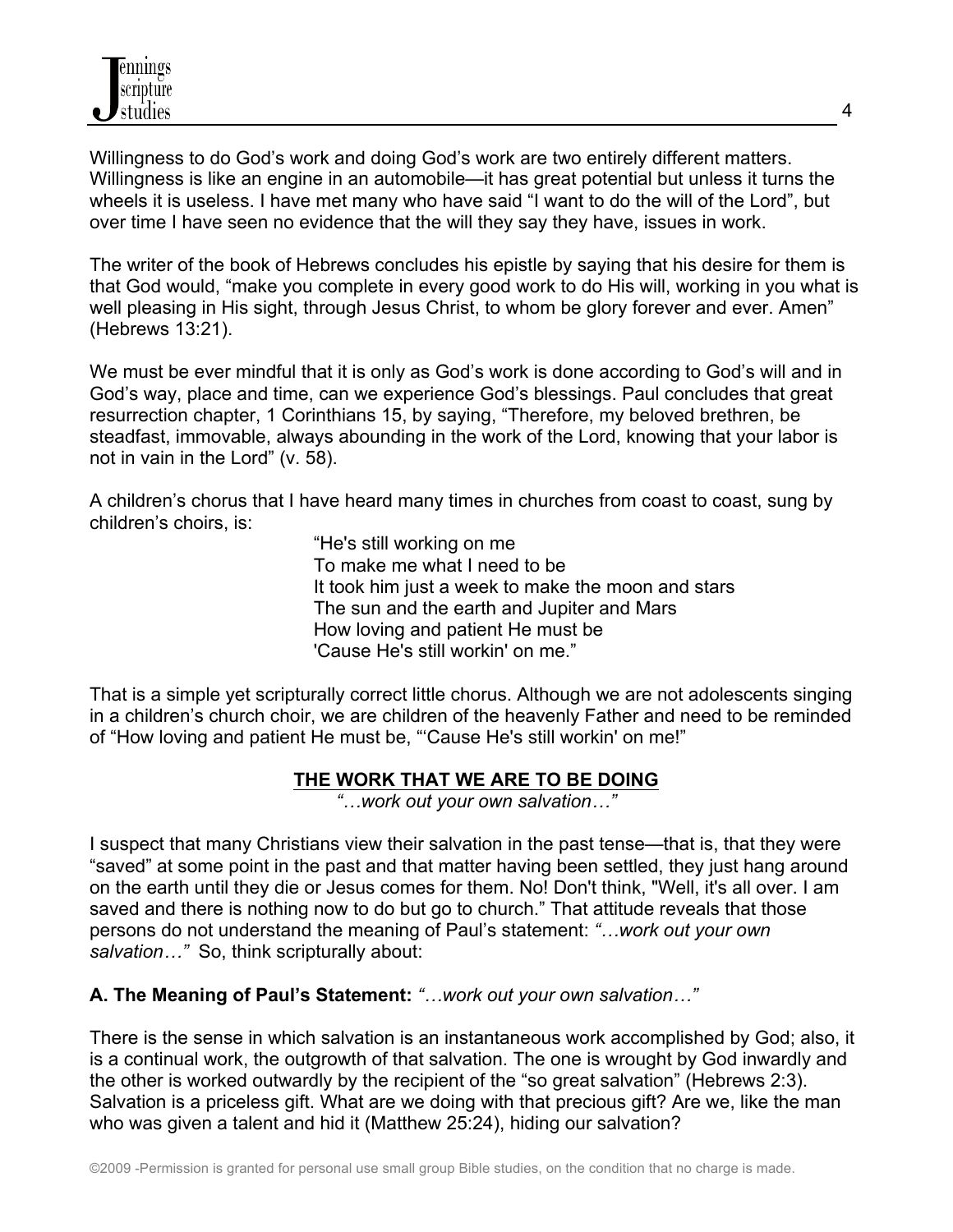Willingness to do God's work and doing God's work are two entirely different matters. Willingness is like an engine in an automobile—it has great potential but unless it turns the wheels it is useless. I have met many who have said "I want to do the will of the Lord", but over time I have seen no evidence that the will they say they have, issues in work.

The writer of the book of Hebrews concludes his epistle by saying that his desire for them is that God would, "make you complete in every good work to do His will, working in you what is well pleasing in His sight, through Jesus Christ, to whom be glory forever and ever. Amen" (Hebrews 13:21).

We must be ever mindful that it is only as God's work is done according to God's will and in God's way, place and time, can we experience God's blessings. Paul concludes that great resurrection chapter, 1 Corinthians 15, by saying, "Therefore, my beloved brethren, be steadfast, immovable, always abounding in the work of the Lord, knowing that your labor is not in vain in the Lord" (v. 58).

A children's chorus that I have heard many times in churches from coast to coast, sung by children's choirs, is:

> "He's still working on me
> To make me what I need to be
> It took him just a week to make the moon and stars
> The sun and the earth and Jupiter and Mars
> How loving and patient He must be
> 'Cause He's still workin' on me."

That is a simple yet scripturally correct little chorus. Although we are not adolescents singing in a children's church choir, we are children of the heavenly Father and need to be reminded of "How loving and patient He must be, "'Cause He's still workin' on me!"

## THE WORK THAT WE ARE TO BE DOING

*"…work out your own salvation…"*

I suspect that many Christians view their salvation in the past tense—that is, that they were "saved" at some point in the past and that matter having been settled, they just hang around on the earth until they die or Jesus comes for them. No! Don't think, "Well, it's all over. I am saved and there is nothing now to do but go to church." That attitude reveals that those persons do not understand the meaning of Paul's statement: *"…work out your own salvation…"* So, think scripturally about:

**A. The Meaning of Paul's Statement:** *"…work out your own salvation…"*

There is the sense in which salvation is an instantaneous work accomplished by God; also, it is a continual work, the outgrowth of that salvation. The one is wrought by God inwardly and the other is worked outwardly by the recipient of the "so great salvation" (Hebrews 2:3). Salvation is a priceless gift. What are we doing with that precious gift? Are we, like the man who was given a talent and hid it (Matthew 25:24), hiding our salvation?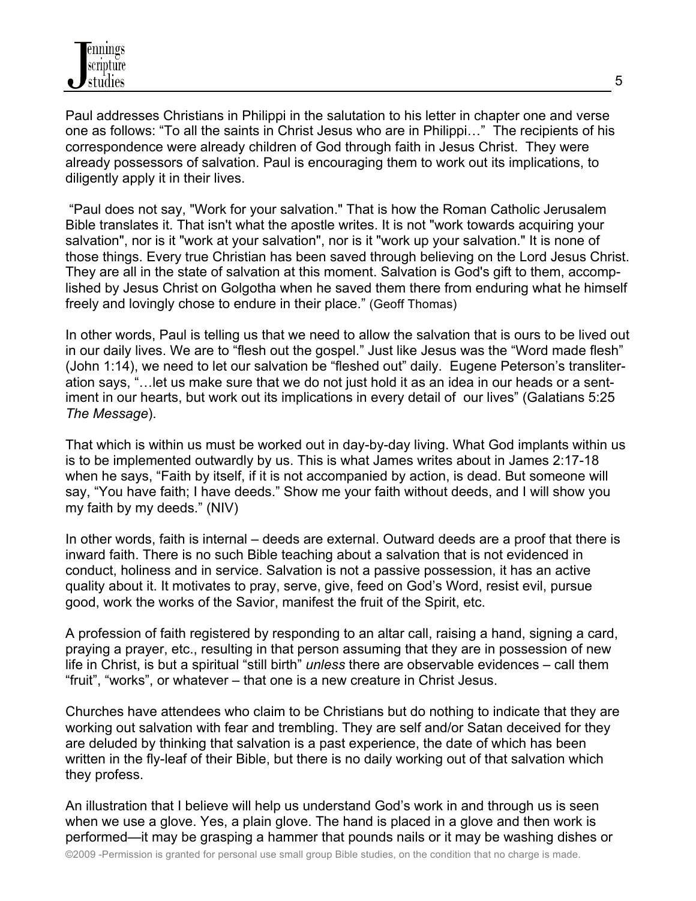Paul addresses Christians in Philippi in the salutation to his letter in chapter one and verse one as follows: "To all the saints in Christ Jesus who are in Philippi…" The recipients of his correspondence were already children of God through faith in Jesus Christ. They were already possessors of salvation. Paul is encouraging them to work out its implications, to diligently apply it in their lives.

"Paul does not say, "Work for your salvation." That is how the Roman Catholic Jerusalem Bible translates it. That isn't what the apostle writes. It is not "work towards acquiring your salvation", nor is it "work at your salvation", nor is it "work up your salvation." It is none of those things. Every true Christian has been saved through believing on the Lord Jesus Christ. They are all in the state of salvation at this moment. Salvation is God's gift to them, accomplished by Jesus Christ on Golgotha when he saved them there from enduring what he himself freely and lovingly chose to endure in their place." (Geoff Thomas)

In other words, Paul is telling us that we need to allow the salvation that is ours to be lived out in our daily lives. We are to "flesh out the gospel." Just like Jesus was the "Word made flesh" (John 1:14), we need to let our salvation be "fleshed out" daily. Eugene Peterson's transliteration says, "…let us make sure that we do not just hold it as an idea in our heads or a sentiment in our hearts, but work out its implications in every detail of our lives" (Galatians 5:25 *The Message*).

That which is within us must be worked out in day-by-day living. What God implants within us is to be implemented outwardly by us. This is what James writes about in James 2:17-18 when he says, "Faith by itself, if it is not accompanied by action, is dead. But someone will say, "You have faith; I have deeds." Show me your faith without deeds, and I will show you my faith by my deeds." (NIV)

In other words, faith is internal – deeds are external. Outward deeds are a proof that there is inward faith. There is no such Bible teaching about a salvation that is not evidenced in conduct, holiness and in service. Salvation is not a passive possession, it has an active quality about it. It motivates to pray, serve, give, feed on God's Word, resist evil, pursue good, work the works of the Savior, manifest the fruit of the Spirit, etc.

A profession of faith registered by responding to an altar call, raising a hand, signing a card, praying a prayer, etc., resulting in that person assuming that they are in possession of new life in Christ, is but a spiritual "still birth" *unless* there are observable evidences – call them "fruit", "works", or whatever – that one is a new creature in Christ Jesus.

Churches have attendees who claim to be Christians but do nothing to indicate that they are working out salvation with fear and trembling. They are self and/or Satan deceived for they are deluded by thinking that salvation is a past experience, the date of which has been written in the fly-leaf of their Bible, but there is no daily working out of that salvation which they profess.

An illustration that I believe will help us understand God's work in and through us is seen when we use a glove. Yes, a plain glove. The hand is placed in a glove and then work is performed—it may be grasping a hammer that pounds nails or it may be washing dishes or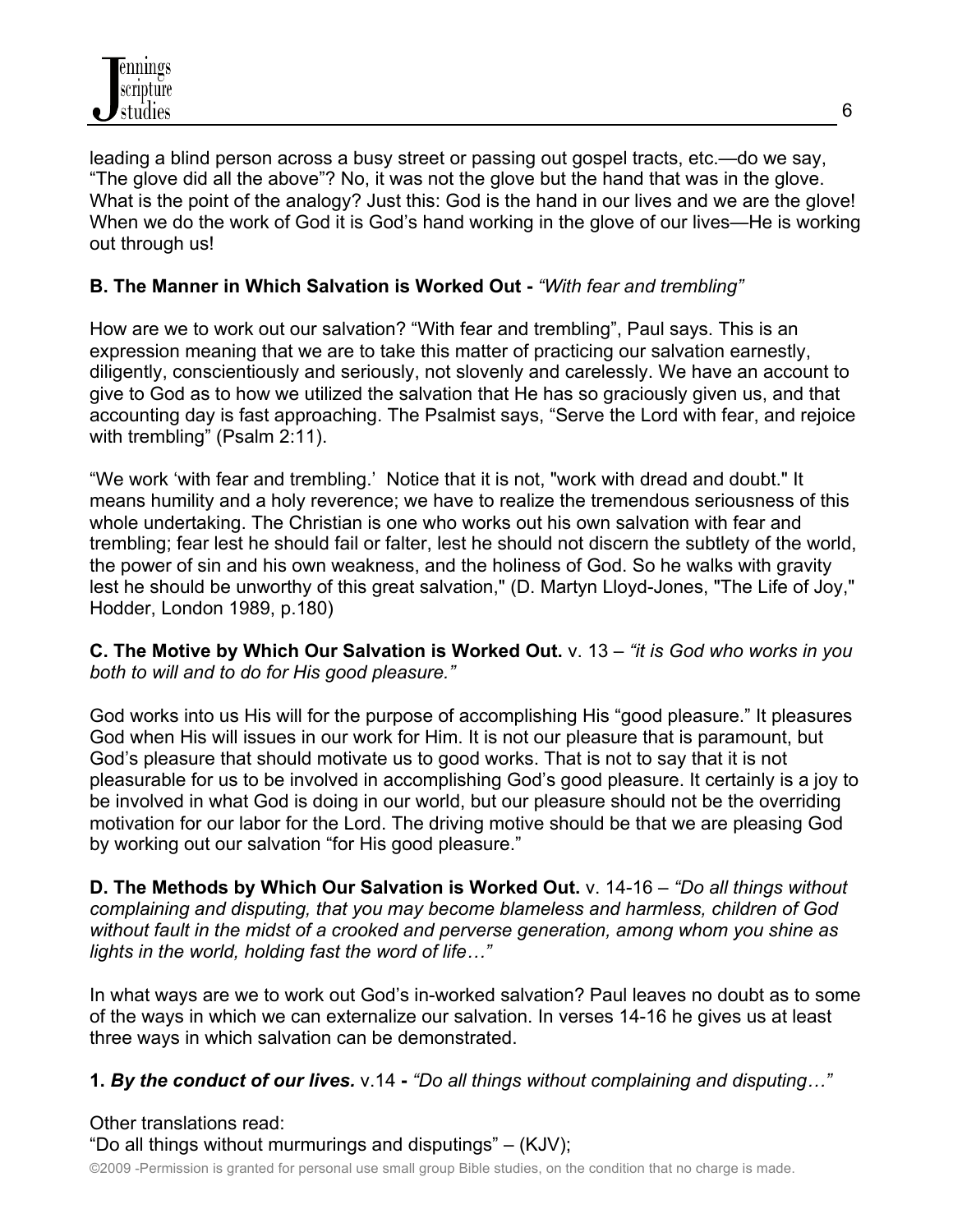leading a blind person across a busy street or passing out gospel tracts, etc.—do we say, "The glove did all the above"? No, it was not the glove but the hand that was in the glove. What is the point of the analogy? Just this: God is the hand in our lives and we are the glove! When we do the work of God it is God's hand working in the glove of our lives—He is working out through us!

**B. The Manner in Which Salvation is Worked Out -** *"With fear and trembling"*

How are we to work out our salvation? "With fear and trembling", Paul says. This is an expression meaning that we are to take this matter of practicing our salvation earnestly, diligently, conscientiously and seriously, not slovenly and carelessly. We have an account to give to God as to how we utilized the salvation that He has so graciously given us, and that accounting day is fast approaching. The Psalmist says, "Serve the Lord with fear, and rejoice with trembling" (Psalm 2:11).

"We work 'with fear and trembling.' Notice that it is not, "work with dread and doubt." It means humility and a holy reverence; we have to realize the tremendous seriousness of this whole undertaking. The Christian is one who works out his own salvation with fear and trembling; fear lest he should fail or falter, lest he should not discern the subtlety of the world, the power of sin and his own weakness, and the holiness of God. So he walks with gravity lest he should be unworthy of this great salvation," (D. Martyn Lloyd-Jones, "The Life of Joy," Hodder, London 1989, p.180)

**C. The Motive by Which Our Salvation is Worked Out.** v. 13 – *"it is God who works in you both to will and to do for His good pleasure."*

God works into us His will for the purpose of accomplishing His "good pleasure." It pleasures God when His will issues in our work for Him. It is not our pleasure that is paramount, but God's pleasure that should motivate us to good works. That is not to say that it is not pleasurable for us to be involved in accomplishing God's good pleasure. It certainly is a joy to be involved in what God is doing in our world, but our pleasure should not be the overriding motivation for our labor for the Lord. The driving motive should be that we are pleasing God by working out our salvation "for His good pleasure."

**D. The Methods by Which Our Salvation is Worked Out.** v. 14-16 – *"Do all things without complaining and disputing, that you may become blameless and harmless, children of God without fault in the midst of a crooked and perverse generation, among whom you shine as lights in the world, holding fast the word of life…"*

In what ways are we to work out God's in-worked salvation? Paul leaves no doubt as to some of the ways in which we can externalize our salvation. In verses 14-16 he gives us at least three ways in which salvation can be demonstrated.

**1. *By the conduct of our lives.*** v.14 **-** *"Do all things without complaining and disputing…"*

Other translations read:
"Do all things without murmurings and disputings" – (KJV);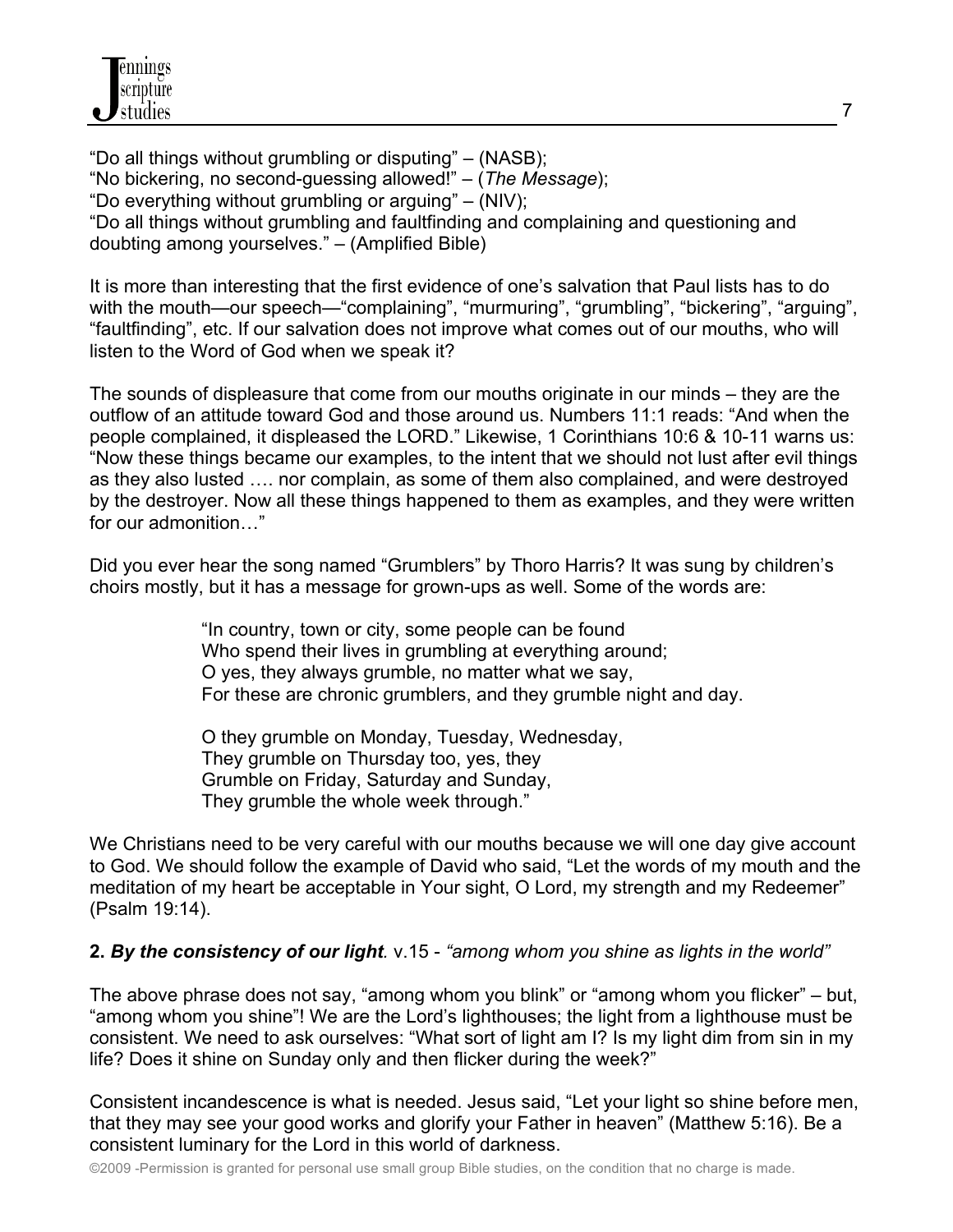"Do all things without grumbling or disputing" – (NASB);
"No bickering, no second-guessing allowed!" – (*The Message*);
"Do everything without grumbling or arguing" – (NIV);
"Do all things without grumbling and faultfinding and complaining and questioning and doubting among yourselves." – (Amplified Bible)

It is more than interesting that the first evidence of one's salvation that Paul lists has to do with the mouth—our speech—"complaining", "murmuring", "grumbling", "bickering", "arguing", "faultfinding", etc. If our salvation does not improve what comes out of our mouths, who will listen to the Word of God when we speak it?

The sounds of displeasure that come from our mouths originate in our minds – they are the outflow of an attitude toward God and those around us. Numbers 11:1 reads: "And when the people complained, it displeased the LORD." Likewise, 1 Corinthians 10:6 & 10-11 warns us: "Now these things became our examples, to the intent that we should not lust after evil things as they also lusted …. nor complain, as some of them also complained, and were destroyed by the destroyer. Now all these things happened to them as examples, and they were written for our admonition…"

Did you ever hear the song named "Grumblers" by Thoro Harris? It was sung by children's choirs mostly, but it has a message for grown-ups as well. Some of the words are:

> "In country, town or city, some people can be found
> Who spend their lives in grumbling at everything around;
> O yes, they always grumble, no matter what we say,
> For these are chronic grumblers, and they grumble night and day.
>
> O they grumble on Monday, Tuesday, Wednesday,
> They grumble on Thursday too, yes, they
> Grumble on Friday, Saturday and Sunday,
> They grumble the whole week through."

We Christians need to be very careful with our mouths because we will one day give account to God. We should follow the example of David who said, "Let the words of my mouth and the meditation of my heart be acceptable in Your sight, O Lord, my strength and my Redeemer" (Psalm 19:14).

**2. *By the consistency of our light*.** v.15 - *"among whom you shine as lights in the world"*

The above phrase does not say, "among whom you blink" or "among whom you flicker" – but, "among whom you shine"! We are the Lord's lighthouses; the light from a lighthouse must be consistent. We need to ask ourselves: "What sort of light am I? Is my light dim from sin in my life? Does it shine on Sunday only and then flicker during the week?"

Consistent incandescence is what is needed. Jesus said, "Let your light so shine before men, that they may see your good works and glorify your Father in heaven" (Matthew 5:16). Be a consistent luminary for the Lord in this world of darkness.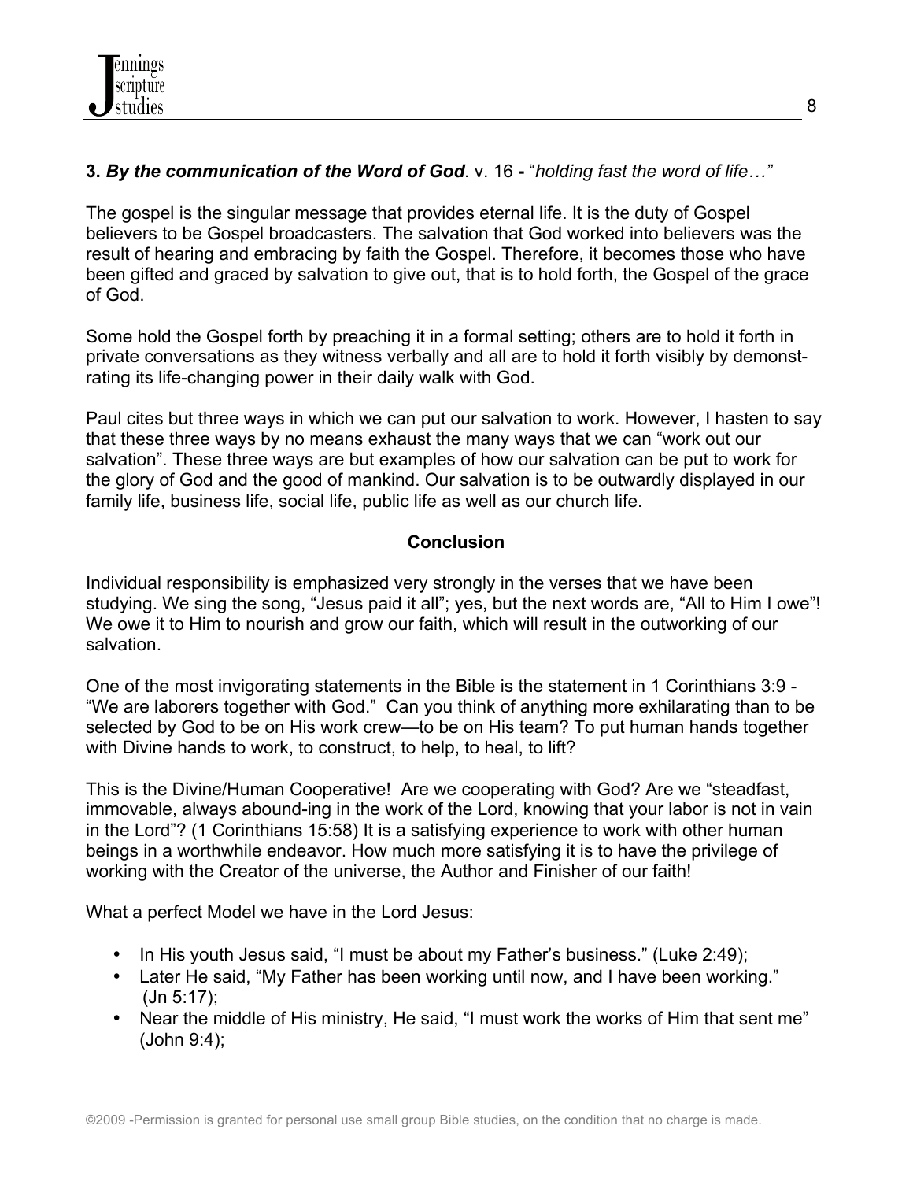**3.** ***By the communication of the Word of God***. v. 16 **-** "*holding fast the word of life…"*

The gospel is the singular message that provides eternal life. It is the duty of Gospel believers to be Gospel broadcasters. The salvation that God worked into believers was the result of hearing and embracing by faith the Gospel. Therefore, it becomes those who have been gifted and graced by salvation to give out, that is to hold forth, the Gospel of the grace of God.

Some hold the Gospel forth by preaching it in a formal setting; others are to hold it forth in private conversations as they witness verbally and all are to hold it forth visibly by demonstrating its life-changing power in their daily walk with God.

Paul cites but three ways in which we can put our salvation to work. However, I hasten to say that these three ways by no means exhaust the many ways that we can "work out our salvation". These three ways are but examples of how our salvation can be put to work for the glory of God and the good of mankind. Our salvation is to be outwardly displayed in our family life, business life, social life, public life as well as our church life.

## Conclusion

Individual responsibility is emphasized very strongly in the verses that we have been studying. We sing the song, "Jesus paid it all"; yes, but the next words are, "All to Him I owe"! We owe it to Him to nourish and grow our faith, which will result in the outworking of our salvation.

One of the most invigorating statements in the Bible is the statement in 1 Corinthians 3:9 - "We are laborers together with God." Can you think of anything more exhilarating than to be selected by God to be on His work crew—to be on His team? To put human hands together with Divine hands to work, to construct, to help, to heal, to lift?

This is the Divine/Human Cooperative! Are we cooperating with God? Are we "steadfast, immovable, always abound-ing in the work of the Lord, knowing that your labor is not in vain in the Lord"? (1 Corinthians 15:58) It is a satisfying experience to work with other human beings in a worthwhile endeavor. How much more satisfying it is to have the privilege of working with the Creator of the universe, the Author and Finisher of our faith!

What a perfect Model we have in the Lord Jesus:

- In His youth Jesus said, "I must be about my Father's business." (Luke 2:49);
- Later He said, "My Father has been working until now, and I have been working." (Jn 5:17);
- Near the middle of His ministry, He said, "I must work the works of Him that sent me" (John 9:4);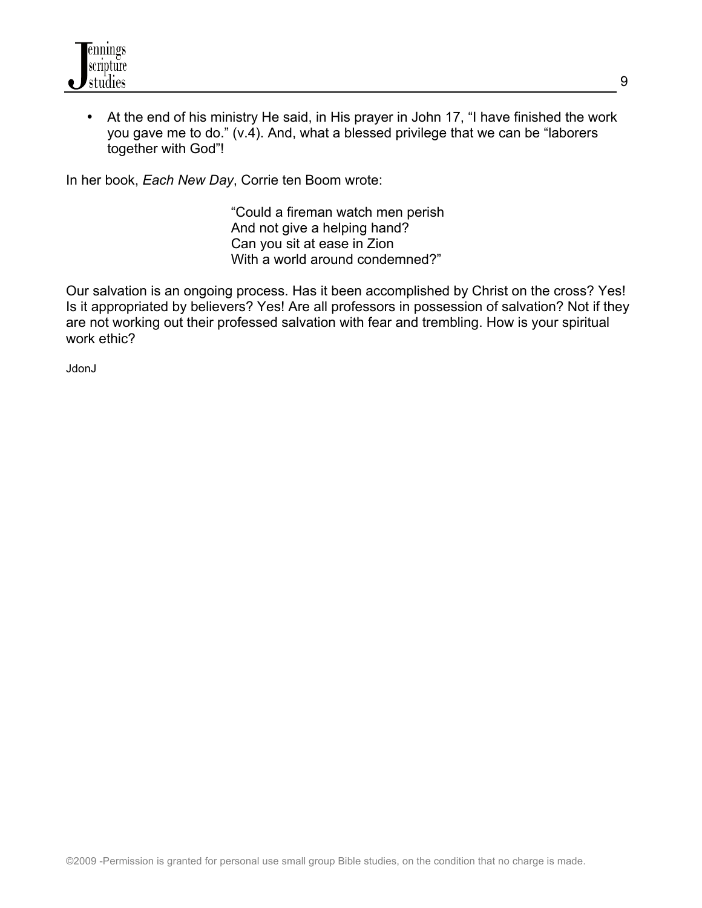- At the end of his ministry He said, in His prayer in John 17, "I have finished the work you gave me to do." (v.4). And, what a blessed privilege that we can be "laborers together with God"!

In her book, *Each New Day*, Corrie ten Boom wrote:

> "Could a fireman watch men perish  
> And not give a helping hand?  
> Can you sit at ease in Zion  
> With a world around condemned?"

Our salvation is an ongoing process. Has it been accomplished by Christ on the cross? Yes! Is it appropriated by believers? Yes! Are all professors in possession of salvation? Not if they are not working out their professed salvation with fear and trembling. How is your spiritual work ethic?

JdonJ